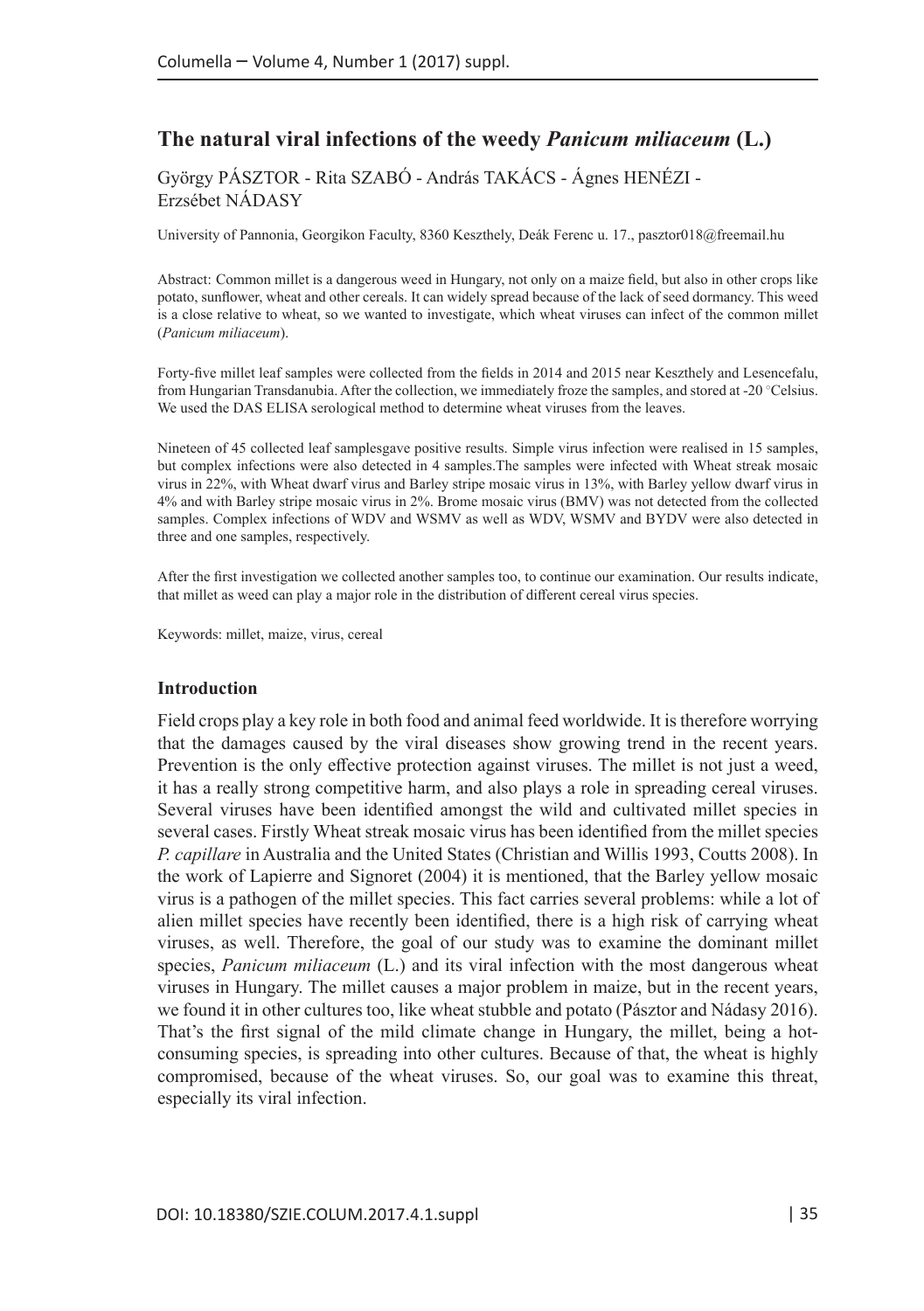# The natural viral infections of the weedy *Panicum miliaceum* (L.)

György PÁSZTOR - Rita SZABÓ - András TAKÁCS - Ágnes HENÉZI - Erzsébet NÁDASY

University of Pannonia, Georgikon Faculty, 8360 Keszthely, Deák Ferenc u. 17., pasztor018@freemail.hu

Abstract: Common millet is a dangerous weed in Hungary, not only on a maize field, but also in other crops like potato, sunflower, wheat and other cereals. It can widely spread because of the lack of seed dormancy. This weed is a close relative to wheat, so we wanted to investigate, which wheat viruses can infect of the common millet (*Panicum miliaceum*).

Forty-five millet leaf samples were collected from the fields in 2014 and 2015 near Keszthely and Lesencefalu, from Hungarian Transdanubia. After the collection, we immediately froze the samples, and stored at -20 °Celsius. We used the DAS ELISA serological method to determine wheat viruses from the leaves.

Nineteen of 45 collected leaf samplesgave positive results. Simple virus infection were realised in 15 samples, but complex infections were also detected in 4 samples.The samples were infected with Wheat streak mosaic virus in 22%, with Wheat dwarf virus and Barley stripe mosaic virus in 13%, with Barley yellow dwarf virus in 4% and with Barley stripe mosaic virus in 2%. Brome mosaic virus (BMV) was not detected from the collected samples. Complex infections of WDV and WSMV as well as WDV, WSMV and BYDV were also detected in three and one samples, respectively.

After the first investigation we collected another samples too, to continue our examination. Our results indicate, that millet as weed can play a major role in the distribution of different cereal virus species.

Keywords: millet, maize, virus, cereal

## Introduction

Field crops play a key role in both food and animal feed worldwide. It is therefore worrying that the damages caused by the viral diseases show growing trend in the recent years. Prevention is the only effective protection against viruses. The millet is not just a weed, it has a really strong competitive harm, and also plays a role in spreading cereal viruses. Several viruses have been identified amongst the wild and cultivated millet species in several cases. Firstly Wheat streak mosaic virus has been identified from the millet species *P. capillare* in Australia and the United States (Christian and Willis 1993, Coutts 2008). In the work of Lapierre and Signoret (2004) it is mentioned, that the Barley yellow mosaic virus is a pathogen of the millet species. This fact carries several problems: while a lot of alien millet species have recently been identified, there is a high risk of carrying wheat viruses, as well. Therefore, the goal of our study was to examine the dominant millet species, *Panicum miliaceum* (L.) and its viral infection with the most dangerous wheat viruses in Hungary. The millet causes a major problem in maize, but in the recent years, we found it in other cultures too, like wheat stubble and potato (Pásztor and Nádasy 2016). That's the first signal of the mild climate change in Hungary, the millet, being a hot-consuming species, is spreading into other cultures. Because of that, the wheat is highly compromised, because of the wheat viruses. So, our goal was to examine this threat, especially its viral infection.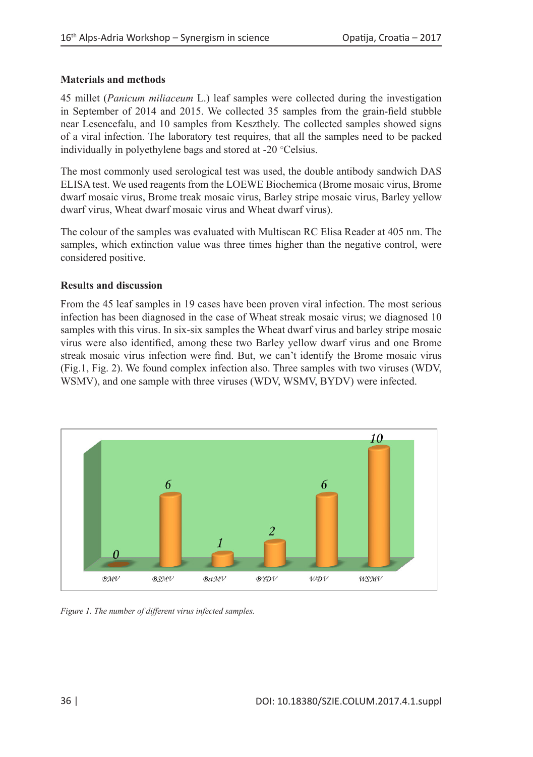**Materials and methods**

45 millet (*Panicum miliaceum* L.) leaf samples were collected during the investigation in September of 2014 and 2015. We collected 35 samples from the grain-field stubble near Lesencefalu, and 10 samples from Keszthely. The collected samples showed signs of a viral infection. The laboratory test requires, that all the samples need to be packed individually in polyethylene bags and stored at -20 °Celsius.

The most commonly used serological test was used, the double antibody sandwich DAS ELISA test. We used reagents from the LOEWE Biochemica (Brome mosaic virus, Brome dwarf mosaic virus, Brome treak mosaic virus, Barley stripe mosaic virus, Barley yellow dwarf virus, Wheat dwarf mosaic virus and Wheat dwarf virus).

The colour of the samples was evaluated with Multiscan RC Elisa Reader at 405 nm. The samples, which extinction value was three times higher than the negative control, were considered positive.

**Results and discussion**

From the 45 leaf samples in 19 cases have been proven viral infection. The most serious infection has been diagnosed in the case of Wheat streak mosaic virus; we diagnosed 10 samples with this virus. In six-six samples the Wheat dwarf virus and barley stripe mosaic virus were also identified, among these two Barley yellow dwarf virus and one Brome streak mosaic virus infection were find. But, we can't identify the Brome mosaic virus (Fig.1, Fig. 2). We found complex infection also. Three samples with two viruses (WDV, WSMV), and one sample with three viruses (WDV, WSMV, BYDV) were infected.

| BMV | BSMV | BstMV | BYDV | WDV | WSMV |
|---|---|---|---|---|---|
| 0 | 6 | 1 | 2 | 6 | 10 |

*Figure 1. The number of different virus infected samples.*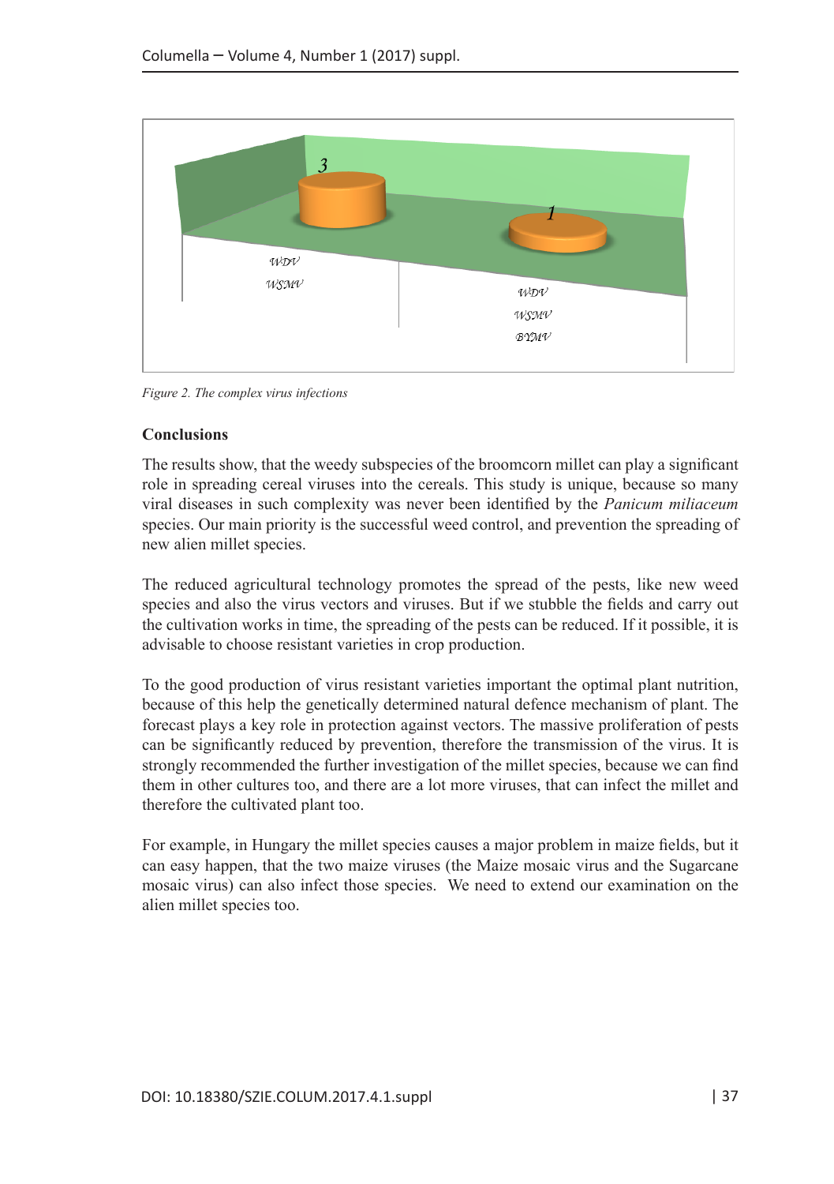| WDV WSMV | WDV WSMV BYMV |
|---|---|
| 3 | 1 |

*Figure 2. The complex virus infections*

**Conclusions**

The results show, that the weedy subspecies of the broomcorn millet can play a significant role in spreading cereal viruses into the cereals. This study is unique, because so many viral diseases in such complexity was never been identified by the *Panicum miliaceum* species. Our main priority is the successful weed control, and prevention the spreading of new alien millet species.

The reduced agricultural technology promotes the spread of the pests, like new weed species and also the virus vectors and viruses. But if we stubble the fields and carry out the cultivation works in time, the spreading of the pests can be reduced. If it possible, it is advisable to choose resistant varieties in crop production.

To the good production of virus resistant varieties important the optimal plant nutrition, because of this help the genetically determined natural defence mechanism of plant. The forecast plays a key role in protection against vectors. The massive proliferation of pests can be significantly reduced by prevention, therefore the transmission of the virus. It is strongly recommended the further investigation of the millet species, because we can find them in other cultures too, and there are a lot more viruses, that can infect the millet and therefore the cultivated plant too.

For example, in Hungary the millet species causes a major problem in maize fields, but it can easy happen, that the two maize viruses (the Maize mosaic virus and the Sugarcane mosaic virus) can also infect those species. We need to extend our examination on the alien millet species too.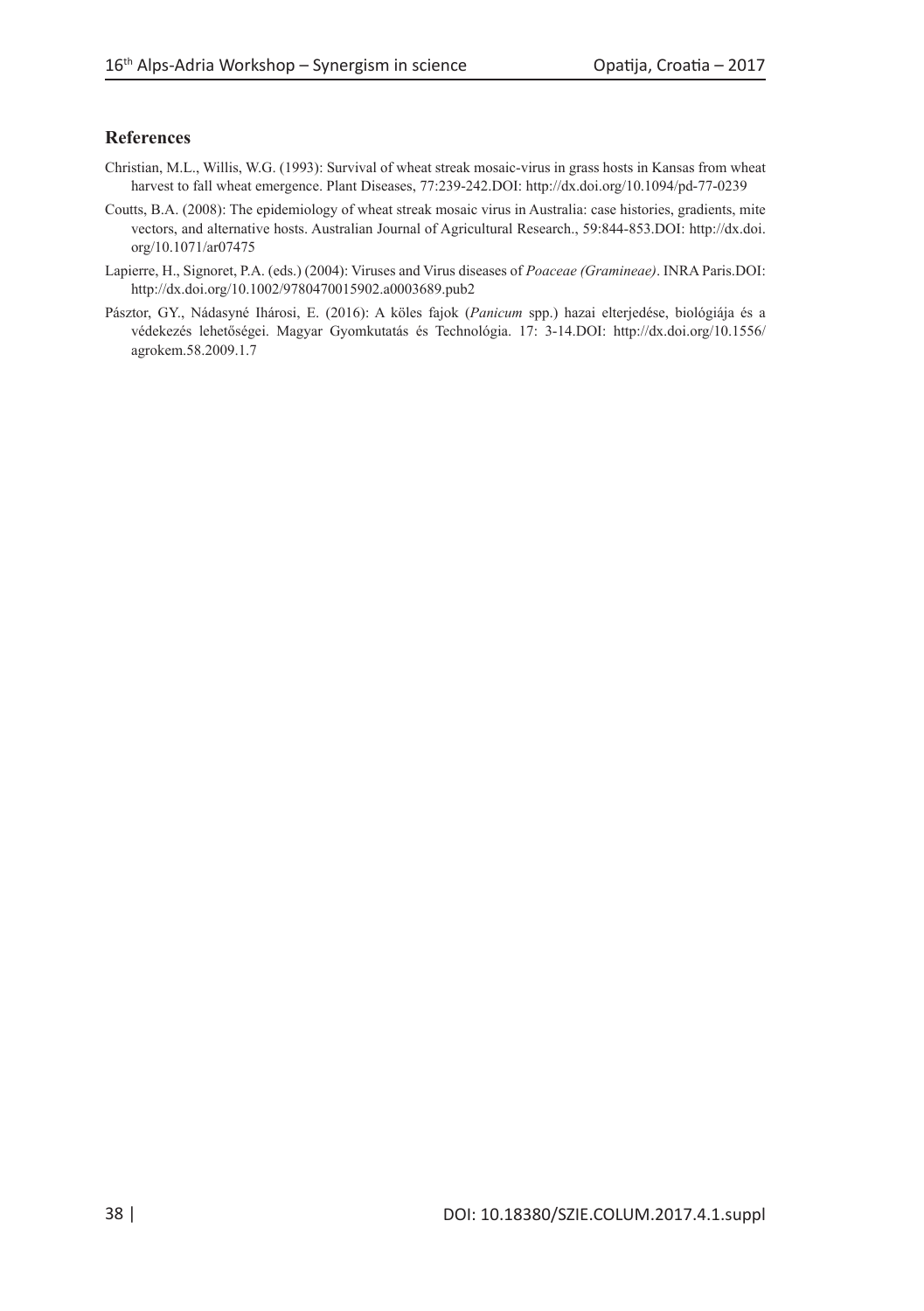## References

Christian, M.L., Willis, W.G. (1993): Survival of wheat streak mosaic-virus in grass hosts in Kansas from wheat harvest to fall wheat emergence. Plant Diseases, 77:239-242.DOI: http://dx.doi.org/10.1094/pd-77-0239

Coutts, B.A. (2008): The epidemiology of wheat streak mosaic virus in Australia: case histories, gradients, mite vectors, and alternative hosts. Australian Journal of Agricultural Research., 59:844-853.DOI: http://dx.doi.org/10.1071/ar07475

Lapierre, H., Signoret, P.A. (eds.) (2004): Viruses and Virus diseases of *Poaceae (Gramineae)*. INRA Paris.DOI: http://dx.doi.org/10.1002/9780470015902.a0003689.pub2

Pásztor, GY., Nádasyné Ihárosi, E. (2016): A köles fajok (*Panicum* spp.) hazai elterjedése, biológiája és a védekezés lehetőségei. Magyar Gyomkutatás és Technológia. 17: 3-14.DOI: http://dx.doi.org/10.1556/agrokem.58.2009.1.7